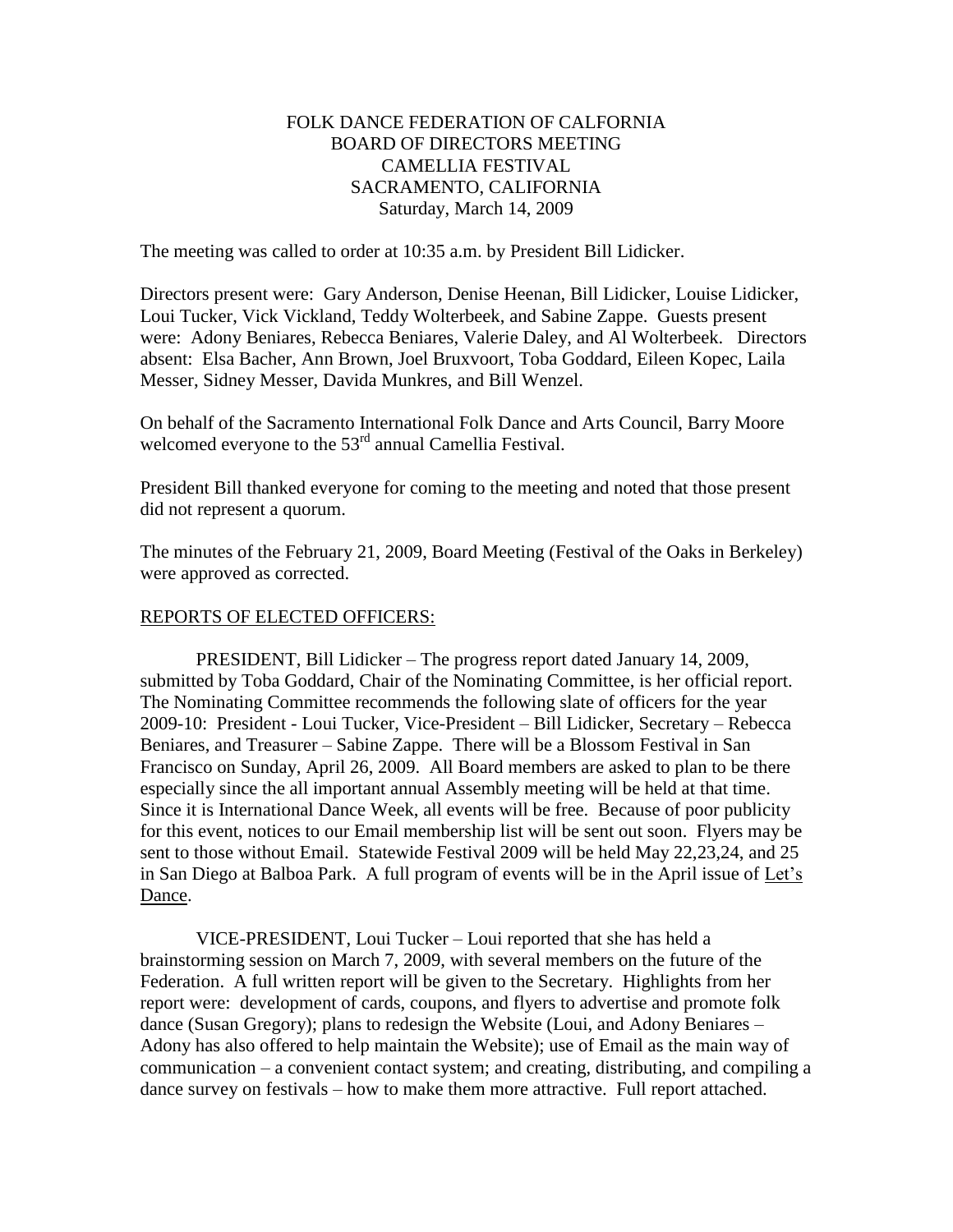FOLK DANCE FEDERATION OF CALFORNIA
BOARD OF DIRECTORS MEETING
CAMELLIA FESTIVAL
SACRAMENTO, CALIFORNIA
Saturday, March 14, 2009

The meeting was called to order at 10:35 a.m. by President Bill Lidicker.

Directors present were: Gary Anderson, Denise Heenan, Bill Lidicker, Louise Lidicker, Loui Tucker, Vick Vickland, Teddy Wolterbeek, and Sabine Zappe. Guests present were: Adony Beniares, Rebecca Beniares, Valerie Daley, and Al Wolterbeek. Directors absent: Elsa Bacher, Ann Brown, Joel Bruxvoort, Toba Goddard, Eileen Kopec, Laila Messer, Sidney Messer, Davida Munkres, and Bill Wenzel.

On behalf of the Sacramento International Folk Dance and Arts Council, Barry Moore welcomed everyone to the 53rd annual Camellia Festival.

President Bill thanked everyone for coming to the meeting and noted that those present did not represent a quorum.

The minutes of the February 21, 2009, Board Meeting (Festival of the Oaks in Berkeley) were approved as corrected.

## REPORTS OF ELECTED OFFICERS:

PRESIDENT, Bill Lidicker – The progress report dated January 14, 2009, submitted by Toba Goddard, Chair of the Nominating Committee, is her official report. The Nominating Committee recommends the following slate of officers for the year 2009-10: President - Loui Tucker, Vice-President – Bill Lidicker, Secretary – Rebecca Beniares, and Treasurer – Sabine Zappe. There will be a Blossom Festival in San Francisco on Sunday, April 26, 2009. All Board members are asked to plan to be there especially since the all important annual Assembly meeting will be held at that time. Since it is International Dance Week, all events will be free. Because of poor publicity for this event, notices to our Email membership list will be sent out soon. Flyers may be sent to those without Email. Statewide Festival 2009 will be held May 22,23,24, and 25 in San Diego at Balboa Park. A full program of events will be in the April issue of Let's Dance.

VICE-PRESIDENT, Loui Tucker – Loui reported that she has held a brainstorming session on March 7, 2009, with several members on the future of the Federation. A full written report will be given to the Secretary. Highlights from her report were: development of cards, coupons, and flyers to advertise and promote folk dance (Susan Gregory); plans to redesign the Website (Loui, and Adony Beniares – Adony has also offered to help maintain the Website); use of Email as the main way of communication – a convenient contact system; and creating, distributing, and compiling a dance survey on festivals – how to make them more attractive. Full report attached.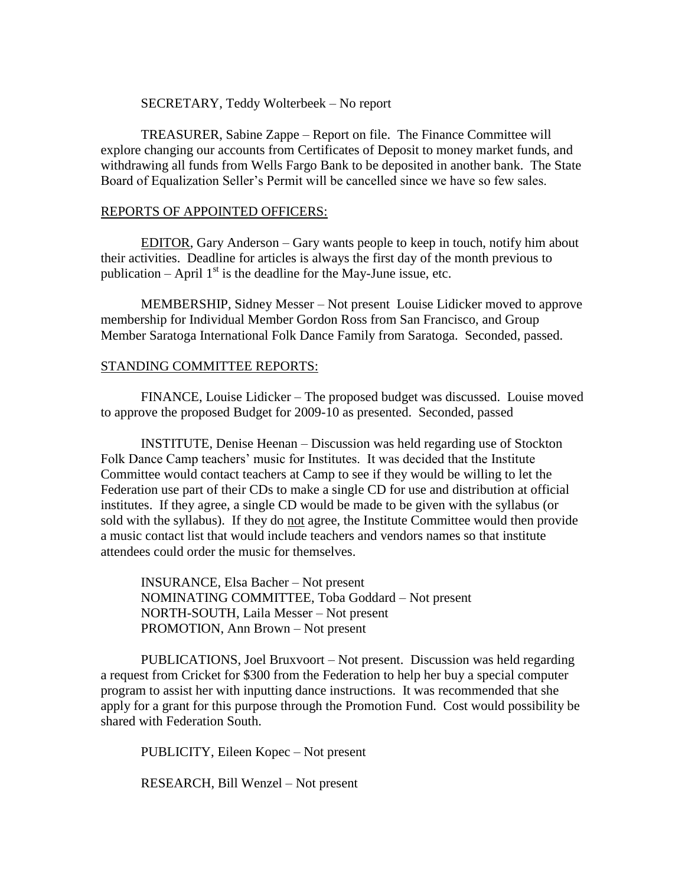SECRETARY, Teddy Wolterbeek – No report

TREASURER, Sabine Zappe – Report on file. The Finance Committee will explore changing our accounts from Certificates of Deposit to money market funds, and withdrawing all funds from Wells Fargo Bank to be deposited in another bank. The State Board of Equalization Seller's Permit will be cancelled since we have so few sales.

REPORTS OF APPOINTED OFFICERS:

EDITOR, Gary Anderson – Gary wants people to keep in touch, notify him about their activities. Deadline for articles is always the first day of the month previous to publication – April 1st is the deadline for the May-June issue, etc.

MEMBERSHIP, Sidney Messer – Not present Louise Lidicker moved to approve membership for Individual Member Gordon Ross from San Francisco, and Group Member Saratoga International Folk Dance Family from Saratoga. Seconded, passed.

STANDING COMMITTEE REPORTS:

FINANCE, Louise Lidicker – The proposed budget was discussed. Louise moved to approve the proposed Budget for 2009-10 as presented. Seconded, passed

INSTITUTE, Denise Heenan – Discussion was held regarding use of Stockton Folk Dance Camp teachers' music for Institutes. It was decided that the Institute Committee would contact teachers at Camp to see if they would be willing to let the Federation use part of their CDs to make a single CD for use and distribution at official institutes. If they agree, a single CD would be made to be given with the syllabus (or sold with the syllabus). If they do not agree, the Institute Committee would then provide a music contact list that would include teachers and vendors names so that institute attendees could order the music for themselves.

INSURANCE, Elsa Bacher – Not present
NOMINATING COMMITTEE, Toba Goddard – Not present
NORTH-SOUTH, Laila Messer – Not present
PROMOTION, Ann Brown – Not present

PUBLICATIONS, Joel Bruxvoort – Not present. Discussion was held regarding a request from Cricket for $300 from the Federation to help her buy a special computer program to assist her with inputting dance instructions. It was recommended that she apply for a grant for this purpose through the Promotion Fund. Cost would possibility be shared with Federation South.

PUBLICITY, Eileen Kopec – Not present

RESEARCH, Bill Wenzel – Not present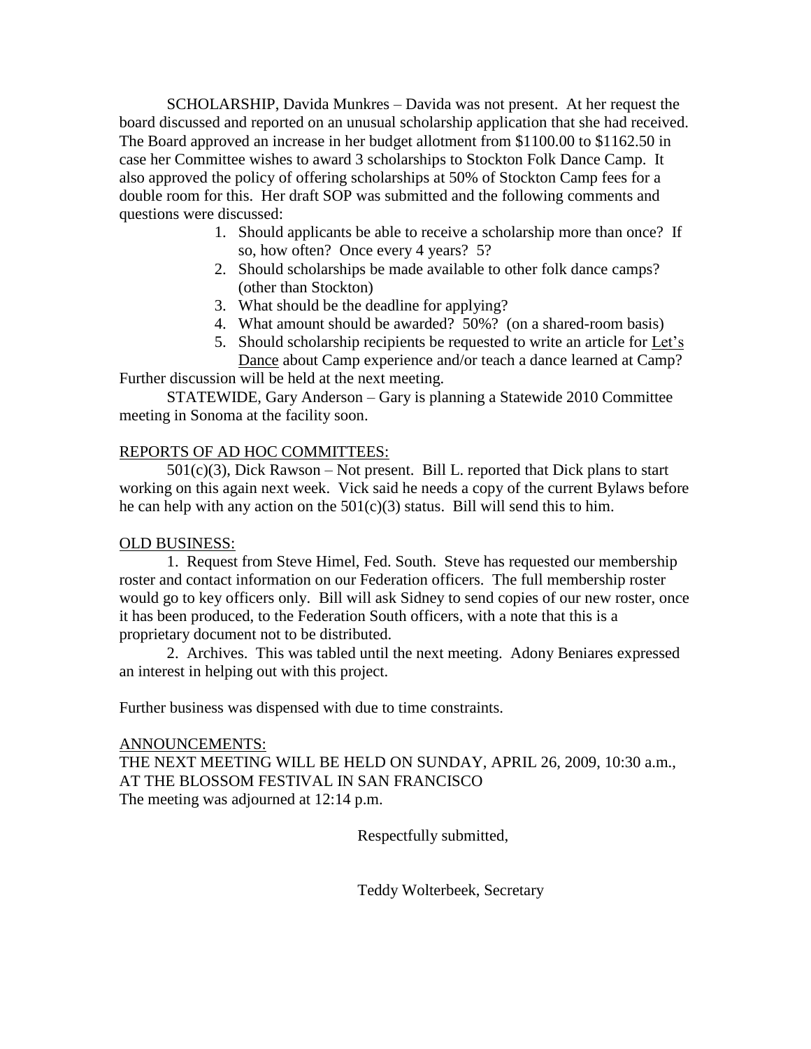SCHOLARSHIP, Davida Munkres – Davida was not present. At her request the board discussed and reported on an unusual scholarship application that she had received. The Board approved an increase in her budget allotment from $1100.00 to $1162.50 in case her Committee wishes to award 3 scholarships to Stockton Folk Dance Camp. It also approved the policy of offering scholarships at 50% of Stockton Camp fees for a double room for this. Her draft SOP was submitted and the following comments and questions were discussed:

1. Should applicants be able to receive a scholarship more than once? If so, how often? Once every 4 years? 5?
2. Should scholarships be made available to other folk dance camps? (other than Stockton)
3. What should be the deadline for applying?
4. What amount should be awarded? 50%? (on a shared-room basis)
5. Should scholarship recipients be requested to write an article for Let's Dance about Camp experience and/or teach a dance learned at Camp?

Further discussion will be held at the next meeting.

STATEWIDE, Gary Anderson – Gary is planning a Statewide 2010 Committee meeting in Sonoma at the facility soon.

REPORTS OF AD HOC COMMITTEES:

501(c)(3), Dick Rawson – Not present. Bill L. reported that Dick plans to start working on this again next week. Vick said he needs a copy of the current Bylaws before he can help with any action on the 501(c)(3) status. Bill will send this to him.

OLD BUSINESS:

1. Request from Steve Himel, Fed. South. Steve has requested our membership roster and contact information on our Federation officers. The full membership roster would go to key officers only. Bill will ask Sidney to send copies of our new roster, once it has been produced, to the Federation South officers, with a note that this is a proprietary document not to be distributed.

2. Archives. This was tabled until the next meeting. Adony Beniares expressed an interest in helping out with this project.

Further business was dispensed with due to time constraints.

ANNOUNCEMENTS:

THE NEXT MEETING WILL BE HELD ON SUNDAY, APRIL 26, 2009, 10:30 a.m., AT THE BLOSSOM FESTIVAL IN SAN FRANCISCO

The meeting was adjourned at 12:14 p.m.

Respectfully submitted,

Teddy Wolterbeek, Secretary